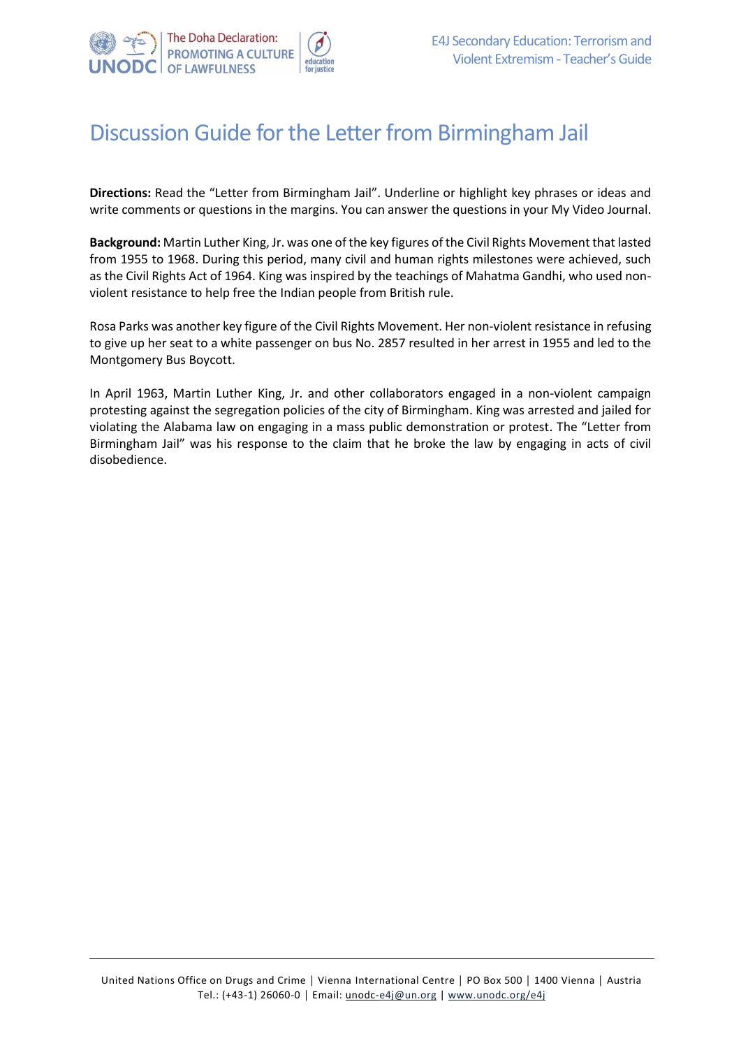# Discussion Guide for the Letter from Birmingham Jail

**Directions:** Read the "Letter from Birmingham Jail". Underline or highlight key phrases or ideas and write comments or questions in the margins. You can answer the questions in your My Video Journal.

**Background:** Martin Luther King, Jr. was one of the key figures of the Civil Rights Movement that lasted from 1955 to 1968. During this period, many civil and human rights milestones were achieved, such as the Civil Rights Act of 1964. King was inspired by the teachings of Mahatma Gandhi, who used non-violent resistance to help free the Indian people from British rule.

Rosa Parks was another key figure of the Civil Rights Movement. Her non-violent resistance in refusing to give up her seat to a white passenger on bus No. 2857 resulted in her arrest in 1955 and led to the Montgomery Bus Boycott.

In April 1963, Martin Luther King, Jr. and other collaborators engaged in a non-violent campaign protesting against the segregation policies of the city of Birmingham. King was arrested and jailed for violating the Alabama law on engaging in a mass public demonstration or protest. The "Letter from Birmingham Jail" was his response to the claim that he broke the law by engaging in acts of civil disobedience.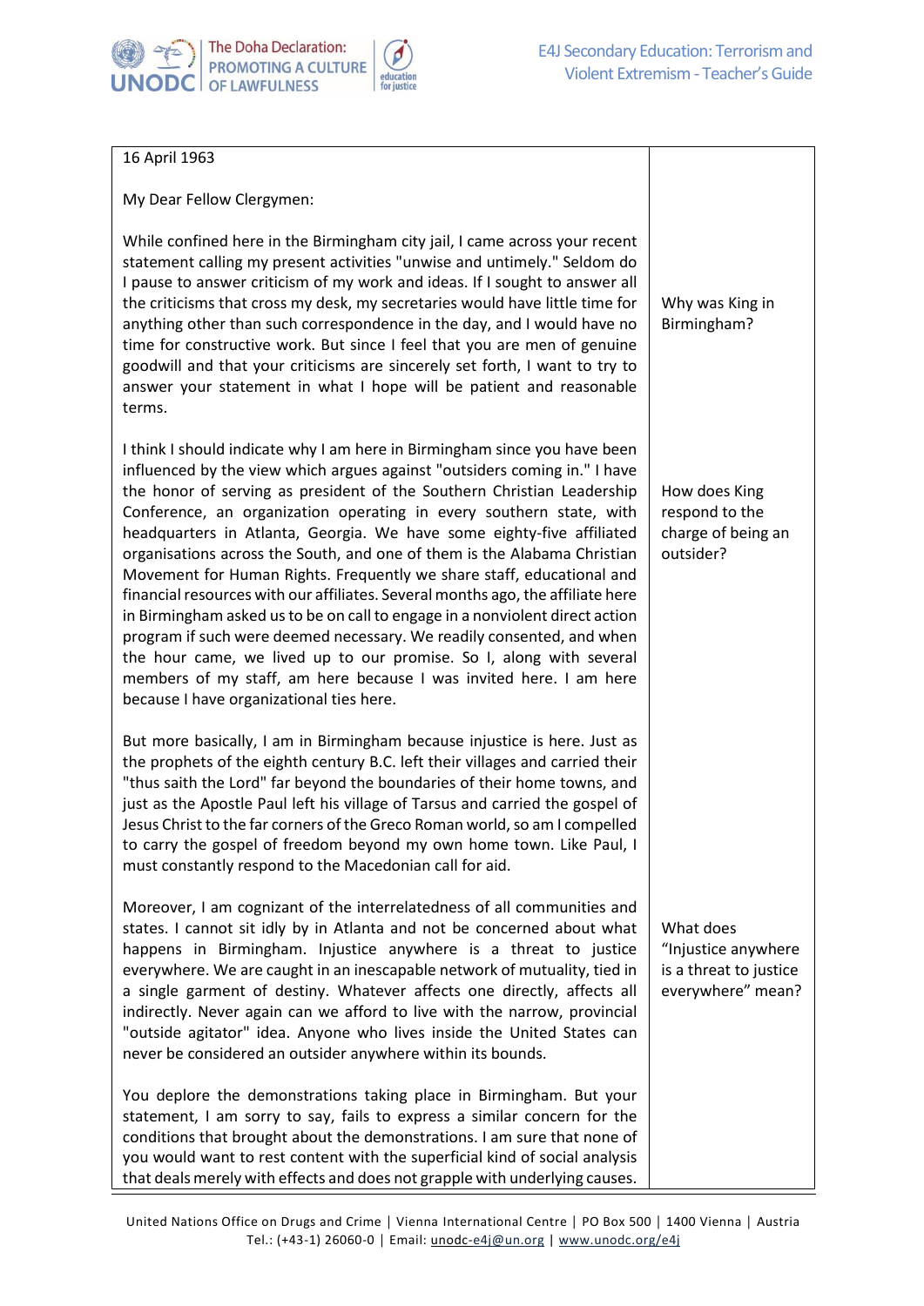| | |
|---|---|
| 16 April 1963<br><br>My Dear Fellow Clergymen:<br><br>While confined here in the Birmingham city jail, I came across your recent statement calling my present activities "unwise and untimely." Seldom do I pause to answer criticism of my work and ideas. If I sought to answer all the criticisms that cross my desk, my secretaries would have little time for anything other than such correspondence in the day, and I would have no time for constructive work. But since I feel that you are men of genuine goodwill and that your criticisms are sincerely set forth, I want to try to answer your statement in what I hope will be patient and reasonable terms. | Why was King in Birmingham? |
| I think I should indicate why I am here in Birmingham since you have been influenced by the view which argues against "outsiders coming in." I have the honor of serving as president of the Southern Christian Leadership Conference, an organization operating in every southern state, with headquarters in Atlanta, Georgia. We have some eighty-five affiliated organisations across the South, and one of them is the Alabama Christian Movement for Human Rights. Frequently we share staff, educational and financial resources with our affiliates. Several months ago, the affiliate here in Birmingham asked us to be on call to engage in a nonviolent direct action program if such were deemed necessary. We readily consented, and when the hour came, we lived up to our promise. So I, along with several members of my staff, am here because I was invited here. I am here because I have organizational ties here. | How does King respond to the charge of being an outsider? |
| But more basically, I am in Birmingham because injustice is here. Just as the prophets of the eighth century B.C. left their villages and carried their "thus saith the Lord" far beyond the boundaries of their home towns, and just as the Apostle Paul left his village of Tarsus and carried the gospel of Jesus Christ to the far corners of the Greco Roman world, so am I compelled to carry the gospel of freedom beyond my own home town. Like Paul, I must constantly respond to the Macedonian call for aid. | |
| Moreover, I am cognizant of the interrelatedness of all communities and states. I cannot sit idly by in Atlanta and not be concerned about what happens in Birmingham. Injustice anywhere is a threat to justice everywhere. We are caught in an inescapable network of mutuality, tied in a single garment of destiny. Whatever affects one directly, affects all indirectly. Never again can we afford to live with the narrow, provincial "outside agitator" idea. Anyone who lives inside the United States can never be considered an outsider anywhere within its bounds. | What does "Injustice anywhere is a threat to justice everywhere" mean? |
| You deplore the demonstrations taking place in Birmingham. But your statement, I am sorry to say, fails to express a similar concern for the conditions that brought about the demonstrations. I am sure that none of you would want to rest content with the superficial kind of social analysis that deals merely with effects and does not grapple with underlying causes. | |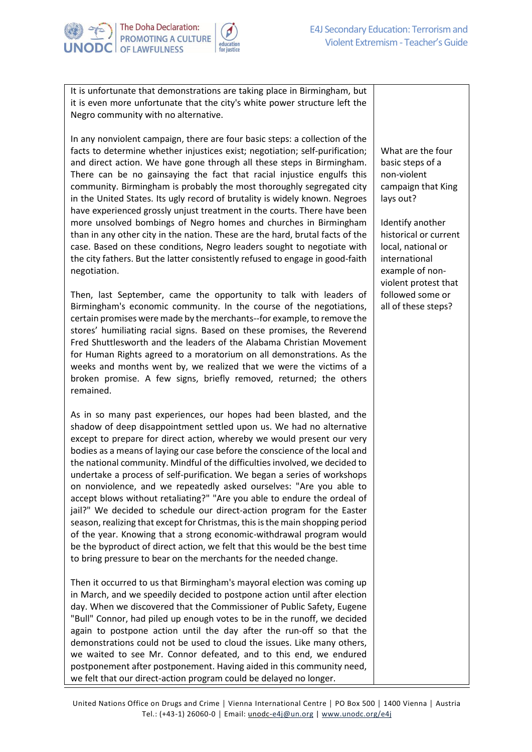| | |
|---|---|
| It is unfortunate that demonstrations are taking place in Birmingham, but it is even more unfortunate that the city's white power structure left the Negro community with no alternative. | |
| In any nonviolent campaign, there are four basic steps: a collection of the facts to determine whether injustices exist; negotiation; self-purification; and direct action. We have gone through all these steps in Birmingham. There can be no gainsaying the fact that racial injustice engulfs this community. Birmingham is probably the most thoroughly segregated city in the United States. Its ugly record of brutality is widely known. Negroes have experienced grossly unjust treatment in the courts. There have been more unsolved bombings of Negro homes and churches in Birmingham than in any other city in the nation. These are the hard, brutal facts of the case. Based on these conditions, Negro leaders sought to negotiate with the city fathers. But the latter consistently refused to engage in good-faith negotiation. | What are the four basic steps of a non-violent campaign that King lays out?<br><br>Identify another historical or current local, national or international example of non-violent protest that followed some or all of these steps? |
| Then, last September, came the opportunity to talk with leaders of Birmingham's economic community. In the course of the negotiations, certain promises were made by the merchants--for example, to remove the stores' humiliating racial signs. Based on these promises, the Reverend Fred Shuttlesworth and the leaders of the Alabama Christian Movement for Human Rights agreed to a moratorium on all demonstrations. As the weeks and months went by, we realized that we were the victims of a broken promise. A few signs, briefly removed, returned; the others remained. | |
| As in so many past experiences, our hopes had been blasted, and the shadow of deep disappointment settled upon us. We had no alternative except to prepare for direct action, whereby we would present our very bodies as a means of laying our case before the conscience of the local and the national community. Mindful of the difficulties involved, we decided to undertake a process of self-purification. We began a series of workshops on nonviolence, and we repeatedly asked ourselves: "Are you able to accept blows without retaliating?" "Are you able to endure the ordeal of jail?" We decided to schedule our direct-action program for the Easter season, realizing that except for Christmas, this is the main shopping period of the year. Knowing that a strong economic-withdrawal program would be the byproduct of direct action, we felt that this would be the best time to bring pressure to bear on the merchants for the needed change. | |
| Then it occurred to us that Birmingham's mayoral election was coming up in March, and we speedily decided to postpone action until after election day. When we discovered that the Commissioner of Public Safety, Eugene "Bull" Connor, had piled up enough votes to be in the runoff, we decided again to postpone action until the day after the run-off so that the demonstrations could not be used to cloud the issues. Like many others, we waited to see Mr. Connor defeated, and to this end, we endured postponement after postponement. Having aided in this community need, we felt that our direct-action program could be delayed no longer. | |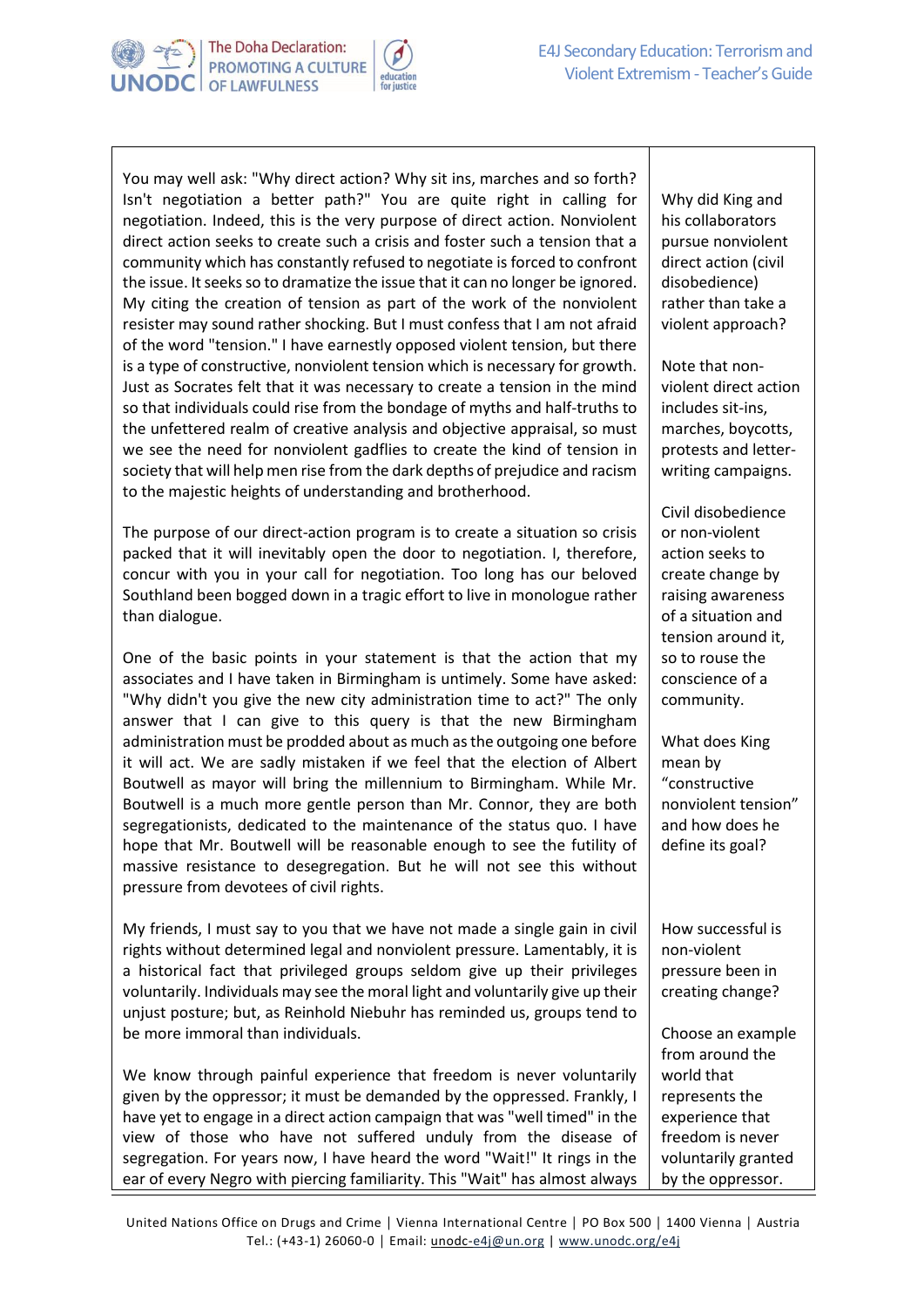| | |
|---|---|
| You may well ask: "Why direct action? Why sit ins, marches and so forth? Isn't negotiation a better path?" You are quite right in calling for negotiation. Indeed, this is the very purpose of direct action. Nonviolent direct action seeks to create such a crisis and foster such a tension that a community which has constantly refused to negotiate is forced to confront the issue. It seeks so to dramatize the issue that it can no longer be ignored. My citing the creation of tension as part of the work of the nonviolent resister may sound rather shocking. But I must confess that I am not afraid of the word "tension." I have earnestly opposed violent tension, but there is a type of constructive, nonviolent tension which is necessary for growth. Just as Socrates felt that it was necessary to create a tension in the mind so that individuals could rise from the bondage of myths and half-truths to the unfettered realm of creative analysis and objective appraisal, so must we see the need for nonviolent gadflies to create the kind of tension in society that will help men rise from the dark depths of prejudice and racism to the majestic heights of understanding and brotherhood.<br><br>The purpose of our direct-action program is to create a situation so crisis packed that it will inevitably open the door to negotiation. I, therefore, concur with you in your call for negotiation. Too long has our beloved Southland been bogged down in a tragic effort to live in monologue rather than dialogue.<br><br>One of the basic points in your statement is that the action that my associates and I have taken in Birmingham is untimely. Some have asked: "Why didn't you give the new city administration time to act?" The only answer that I can give to this query is that the new Birmingham administration must be prodded about as much as the outgoing one before it will act. We are sadly mistaken if we feel that the election of Albert Boutwell as mayor will bring the millennium to Birmingham. While Mr. Boutwell is a much more gentle person than Mr. Connor, they are both segregationists, dedicated to the maintenance of the status quo. I have hope that Mr. Boutwell will be reasonable enough to see the futility of massive resistance to desegregation. But he will not see this without pressure from devotees of civil rights.<br><br>My friends, I must say to you that we have not made a single gain in civil rights without determined legal and nonviolent pressure. Lamentably, it is a historical fact that privileged groups seldom give up their privileges voluntarily. Individuals may see the moral light and voluntarily give up their unjust posture; but, as Reinhold Niebuhr has reminded us, groups tend to be more immoral than individuals.<br><br>We know through painful experience that freedom is never voluntarily given by the oppressor; it must be demanded by the oppressed. Frankly, I have yet to engage in a direct action campaign that was "well timed" in the view of those who have not suffered unduly from the disease of segregation. For years now, I have heard the word "Wait!" It rings in the ear of every Negro with piercing familiarity. This "Wait" has almost always | Why did King and his collaborators pursue nonviolent direct action (civil disobedience) rather than take a violent approach?<br><br>Note that non-violent direct action includes sit-ins, marches, boycotts, protests and letter-writing campaigns.<br><br>Civil disobedience or non-violent action seeks to create change by raising awareness of a situation and tension around it, so to rouse the conscience of a community.<br><br>What does King mean by "constructive nonviolent tension" and how does he define its goal?<br><br>How successful is non-violent pressure been in creating change?<br><br>Choose an example from around the world that represents the experience that freedom is never voluntarily granted by the oppressor. |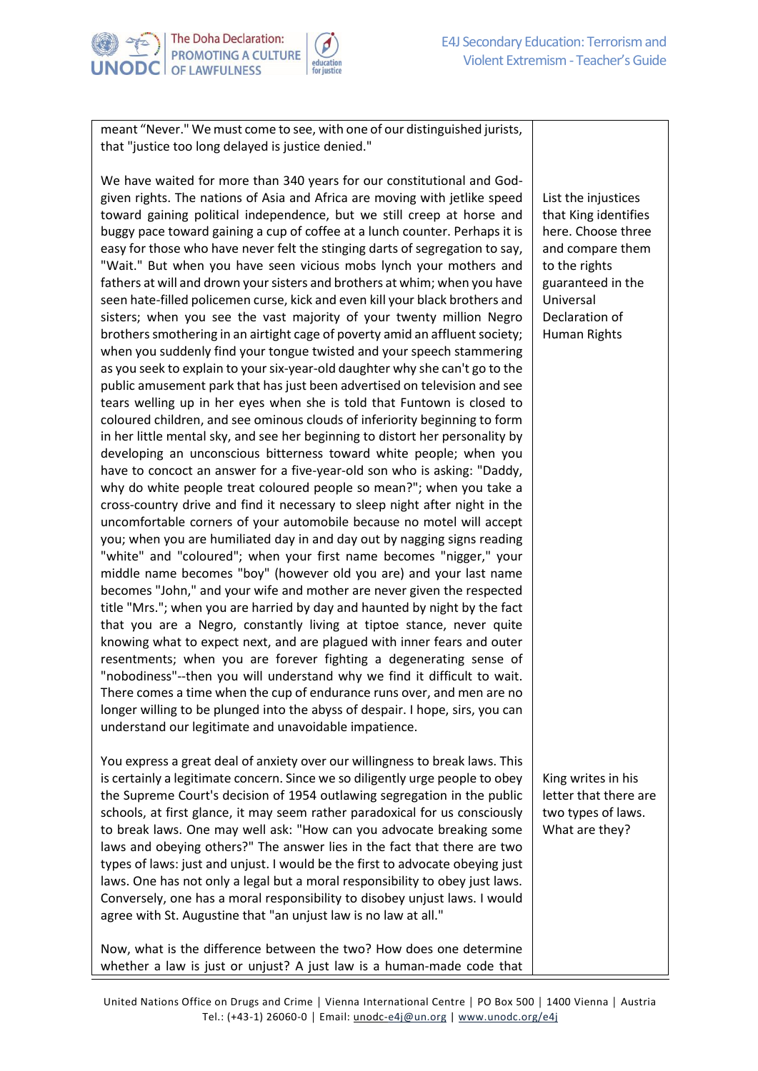| | |
|---|---|
| meant "Never." We must come to see, with one of our distinguished jurists, that "justice too long delayed is justice denied." | |
| We have waited for more than 340 years for our constitutional and God-given rights. The nations of Asia and Africa are moving with jetlike speed toward gaining political independence, but we still creep at horse and buggy pace toward gaining a cup of coffee at a lunch counter. Perhaps it is easy for those who have never felt the stinging darts of segregation to say, "Wait." But when you have seen vicious mobs lynch your mothers and fathers at will and drown your sisters and brothers at whim; when you have seen hate-filled policemen curse, kick and even kill your black brothers and sisters; when you see the vast majority of your twenty million Negro brothers smothering in an airtight cage of poverty amid an affluent society; when you suddenly find your tongue twisted and your speech stammering as you seek to explain to your six-year-old daughter why she can't go to the public amusement park that has just been advertised on television and see tears welling up in her eyes when she is told that Funtown is closed to coloured children, and see ominous clouds of inferiority beginning to form in her little mental sky, and see her beginning to distort her personality by developing an unconscious bitterness toward white people; when you have to concoct an answer for a five-year-old son who is asking: "Daddy, why do white people treat coloured people so mean?"; when you take a cross-country drive and find it necessary to sleep night after night in the uncomfortable corners of your automobile because no motel will accept you; when you are humiliated day in and day out by nagging signs reading "white" and "coloured"; when your first name becomes "nigger," your middle name becomes "boy" (however old you are) and your last name becomes "John," and your wife and mother are never given the respected title "Mrs."; when you are harried by day and haunted by night by the fact that you are a Negro, constantly living at tiptoe stance, never quite knowing what to expect next, and are plagued with inner fears and outer resentments; when you are forever fighting a degenerating sense of "nobodiness"--then you will understand why we find it difficult to wait. There comes a time when the cup of endurance runs over, and men are no longer willing to be plunged into the abyss of despair. I hope, sirs, you can understand our legitimate and unavoidable impatience. | List the injustices that King identifies here. Choose three and compare them to the rights guaranteed in the Universal Declaration of Human Rights |
| You express a great deal of anxiety over our willingness to break laws. This is certainly a legitimate concern. Since we so diligently urge people to obey the Supreme Court's decision of 1954 outlawing segregation in the public schools, at first glance, it may seem rather paradoxical for us consciously to break laws. One may well ask: "How can you advocate breaking some laws and obeying others?" The answer lies in the fact that there are two types of laws: just and unjust. I would be the first to advocate obeying just laws. One has not only a legal but a moral responsibility to obey just laws. Conversely, one has a moral responsibility to disobey unjust laws. I would agree with St. Augustine that "an unjust law is no law at all." | King writes in his letter that there are two types of laws. What are they? |
| Now, what is the difference between the two? How does one determine whether a law is just or unjust? A just law is a human-made code that | |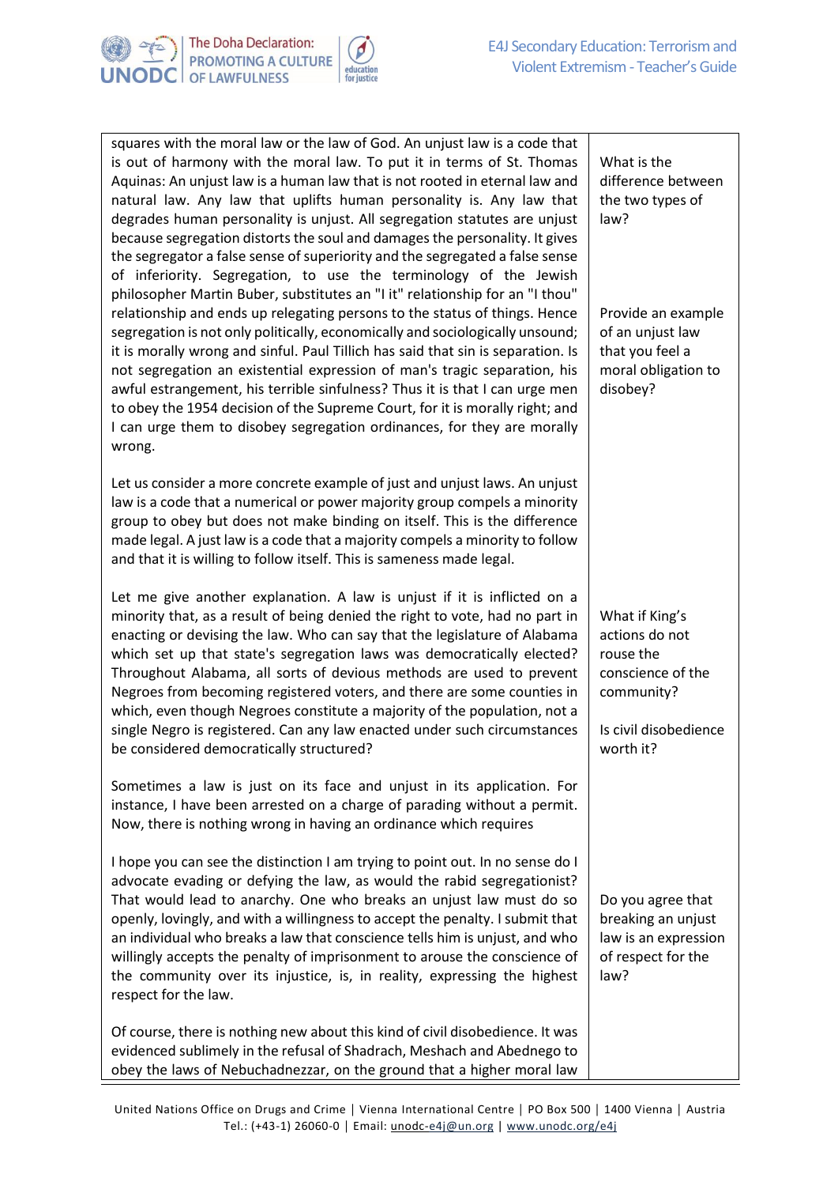| | |
|---|---|
| squares with the moral law or the law of God. An unjust law is a code that is out of harmony with the moral law. To put it in terms of St. Thomas Aquinas: An unjust law is a human law that is not rooted in eternal law and natural law. Any law that uplifts human personality is. Any law that degrades human personality is unjust. All segregation statutes are unjust because segregation distorts the soul and damages the personality. It gives the segregator a false sense of superiority and the segregated a false sense of inferiority. Segregation, to use the terminology of the Jewish philosopher Martin Buber, substitutes an "I it" relationship for an "I thou" relationship and ends up relegating persons to the status of things. Hence segregation is not only politically, economically and sociologically unsound; it is morally wrong and sinful. Paul Tillich has said that sin is separation. Is not segregation an existential expression of man's tragic separation, his awful estrangement, his terrible sinfulness? Thus it is that I can urge men to obey the 1954 decision of the Supreme Court, for it is morally right; and I can urge them to disobey segregation ordinances, for they are morally wrong.<br><br>Let us consider a more concrete example of just and unjust laws. An unjust law is a code that a numerical or power majority group compels a minority group to obey but does not make binding on itself. This is the difference made legal. A just law is a code that a majority compels a minority to follow and that it is willing to follow itself. This is sameness made legal. | What is the difference between the two types of law?<br><br>Provide an example of an unjust law that you feel a moral obligation to disobey? |
| Let me give another explanation. A law is unjust if it is inflicted on a minority that, as a result of being denied the right to vote, had no part in enacting or devising the law. Who can say that the legislature of Alabama which set up that state's segregation laws was democratically elected? Throughout Alabama, all sorts of devious methods are used to prevent Negroes from becoming registered voters, and there are some counties in which, even though Negroes constitute a majority of the population, not a single Negro is registered. Can any law enacted under such circumstances be considered democratically structured?<br><br>Sometimes a law is just on its face and unjust in its application. For instance, I have been arrested on a charge of parading without a permit. Now, there is nothing wrong in having an ordinance which requires | What if King's actions do not rouse the conscience of the community?<br><br>Is civil disobedience worth it? |
| I hope you can see the distinction I am trying to point out. In no sense do I advocate evading or defying the law, as would the rabid segregationist? That would lead to anarchy. One who breaks an unjust law must do so openly, lovingly, and with a willingness to accept the penalty. I submit that an individual who breaks a law that conscience tells him is unjust, and who willingly accepts the penalty of imprisonment to arouse the conscience of the community over its injustice, is, in reality, expressing the highest respect for the law.<br><br>Of course, there is nothing new about this kind of civil disobedience. It was evidenced sublimely in the refusal of Shadrach, Meshach and Abednego to obey the laws of Nebuchadnezzar, on the ground that a higher moral law | Do you agree that breaking an unjust law is an expression of respect for the law? |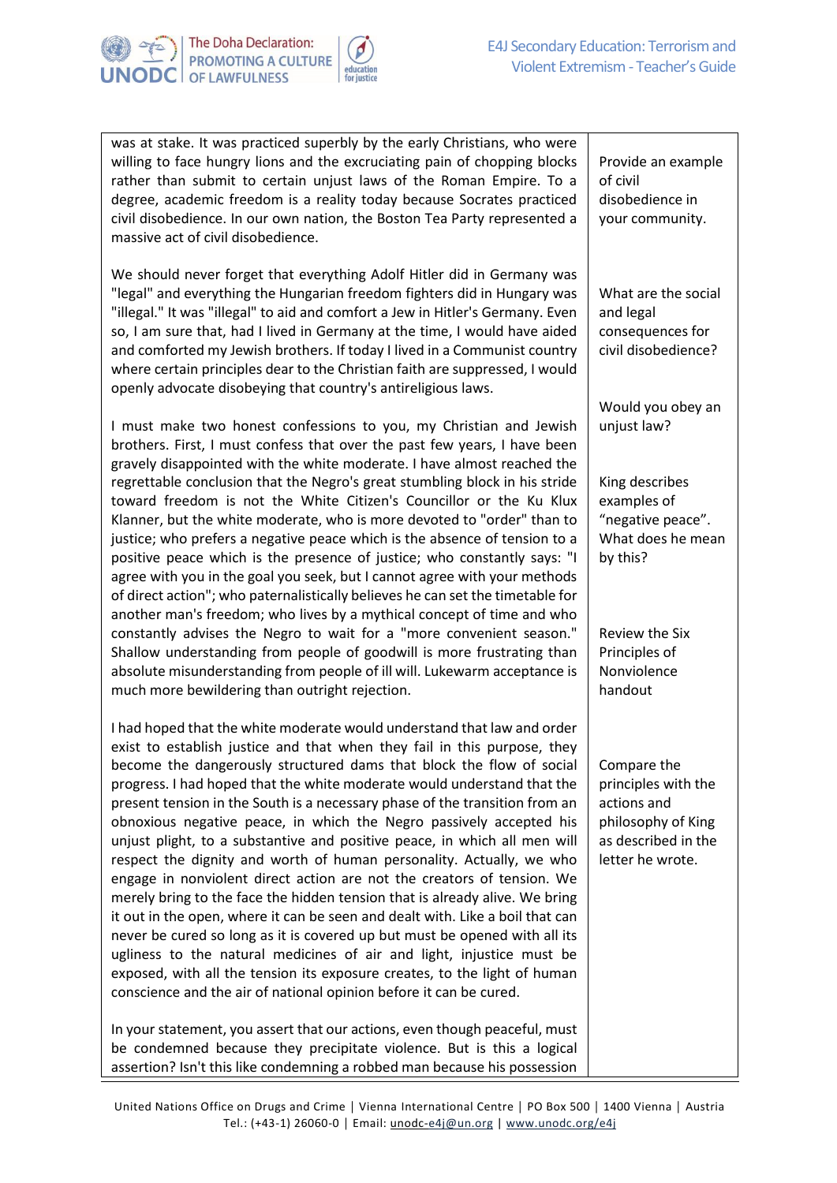| | |
|---|---|
| was at stake. It was practiced superbly by the early Christians, who were willing to face hungry lions and the excruciating pain of chopping blocks rather than submit to certain unjust laws of the Roman Empire. To a degree, academic freedom is a reality today because Socrates practiced civil disobedience. In our own nation, the Boston Tea Party represented a massive act of civil disobedience. | Provide an example of civil disobedience in your community. |
| We should never forget that everything Adolf Hitler did in Germany was "legal" and everything the Hungarian freedom fighters did in Hungary was "illegal." It was "illegal" to aid and comfort a Jew in Hitler's Germany. Even so, I am sure that, had I lived in Germany at the time, I would have aided and comforted my Jewish brothers. If today I lived in a Communist country where certain principles dear to the Christian faith are suppressed, I would openly advocate disobeying that country's antireligious laws. | What are the social and legal consequences for civil disobedience? |
| I must make two honest confessions to you, my Christian and Jewish brothers. First, I must confess that over the past few years, I have been gravely disappointed with the white moderate. I have almost reached the regrettable conclusion that the Negro's great stumbling block in his stride toward freedom is not the White Citizen's Councillor or the Ku Klux Klanner, but the white moderate, who is more devoted to "order" than to justice; who prefers a negative peace which is the absence of tension to a positive peace which is the presence of justice; who constantly says: "I agree with you in the goal you seek, but I cannot agree with your methods of direct action"; who paternalistically believes he can set the timetable for another man's freedom; who lives by a mythical concept of time and who constantly advises the Negro to wait for a "more convenient season." Shallow understanding from people of goodwill is more frustrating than absolute misunderstanding from people of ill will. Lukewarm acceptance is much more bewildering than outright rejection. | Would you obey an unjust law?<br><br>King describes examples of "negative peace". What does he mean by this?<br><br>Review the Six Principles of Nonviolence handout |
| I had hoped that the white moderate would understand that law and order exist to establish justice and that when they fail in this purpose, they become the dangerously structured dams that block the flow of social progress. I had hoped that the white moderate would understand that the present tension in the South is a necessary phase of the transition from an obnoxious negative peace, in which the Negro passively accepted his unjust plight, to a substantive and positive peace, in which all men will respect the dignity and worth of human personality. Actually, we who engage in nonviolent direct action are not the creators of tension. We merely bring to the face the hidden tension that is already alive. We bring it out in the open, where it can be seen and dealt with. Like a boil that can never be cured so long as it is covered up but must be opened with all its ugliness to the natural medicines of air and light, injustice must be exposed, with all the tension its exposure creates, to the light of human conscience and the air of national opinion before it can be cured. | Compare the principles with the actions and philosophy of King as described in the letter he wrote. |
| In your statement, you assert that our actions, even though peaceful, must be condemned because they precipitate violence. But is this a logical assertion? Isn't this like condemning a robbed man because his possession | |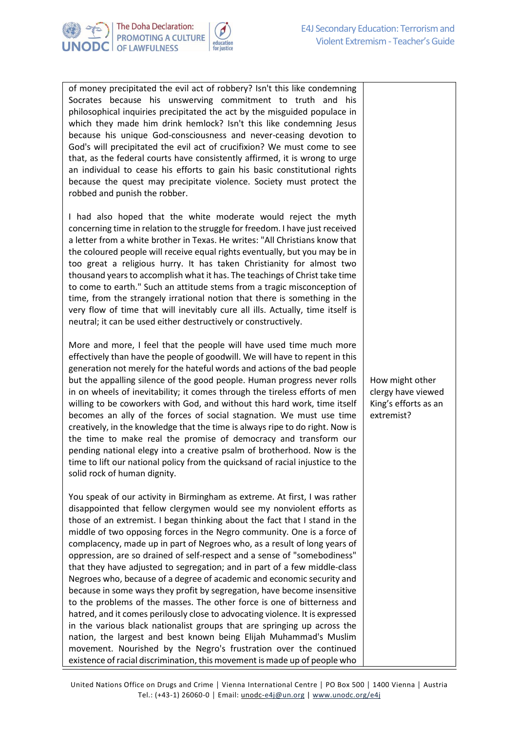| | |
|---|---|
| of money precipitated the evil act of robbery? Isn't this like condemning Socrates because his unswerving commitment to truth and his philosophical inquiries precipitated the act by the misguided populace in which they made him drink hemlock? Isn't this like condemning Jesus because his unique God-consciousness and never-ceasing devotion to God's will precipitated the evil act of crucifixion? We must come to see that, as the federal courts have consistently affirmed, it is wrong to urge an individual to cease his efforts to gain his basic constitutional rights because the quest may precipitate violence. Society must protect the robbed and punish the robber.<br><br>I had also hoped that the white moderate would reject the myth concerning time in relation to the struggle for freedom. I have just received a letter from a white brother in Texas. He writes: "All Christians know that the coloured people will receive equal rights eventually, but you may be in too great a religious hurry. It has taken Christianity for almost two thousand years to accomplish what it has. The teachings of Christ take time to come to earth." Such an attitude stems from a tragic misconception of time, from the strangely irrational notion that there is something in the very flow of time that will inevitably cure all ills. Actually, time itself is neutral; it can be used either destructively or constructively.<br><br>More and more, I feel that the people will have used time much more effectively than have the people of goodwill. We will have to repent in this generation not merely for the hateful words and actions of the bad people but the appalling silence of the good people. Human progress never rolls in on wheels of inevitability; it comes through the tireless efforts of men willing to be coworkers with God, and without this hard work, time itself becomes an ally of the forces of social stagnation. We must use time creatively, in the knowledge that the time is always ripe to do right. Now is the time to make real the promise of democracy and transform our pending national elegy into a creative psalm of brotherhood. Now is the time to lift our national policy from the quicksand of racial injustice to the solid rock of human dignity.<br><br>You speak of our activity in Birmingham as extreme. At first, I was rather disappointed that fellow clergymen would see my nonviolent efforts as those of an extremist. I began thinking about the fact that I stand in the middle of two opposing forces in the Negro community. One is a force of complacency, made up in part of Negroes who, as a result of long years of oppression, are so drained of self-respect and a sense of "somebodiness" that they have adjusted to segregation; and in part of a few middle-class Negroes who, because of a degree of academic and economic security and because in some ways they profit by segregation, have become insensitive to the problems of the masses. The other force is one of bitterness and hatred, and it comes perilously close to advocating violence. It is expressed in the various black nationalist groups that are springing up across the nation, the largest and best known being Elijah Muhammad's Muslim movement. Nourished by the Negro's frustration over the continued existence of racial discrimination, this movement is made up of people who | How might other clergy have viewed King's efforts as an extremist? |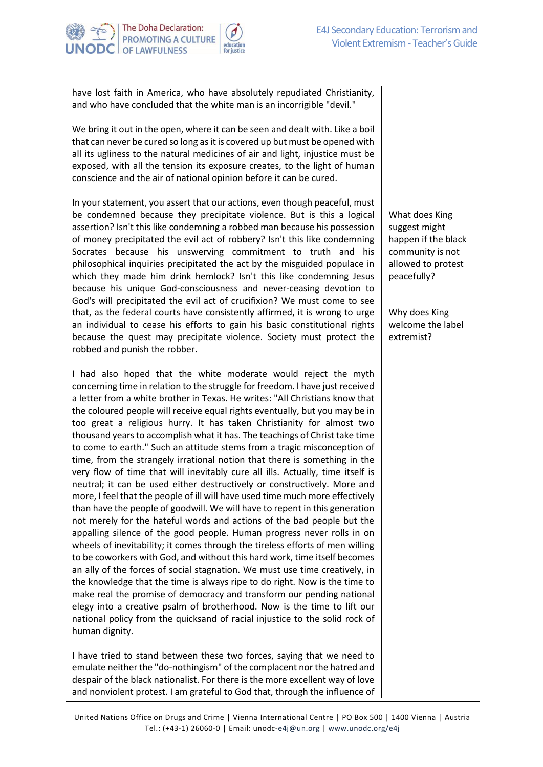| | |
|---|---|
| have lost faith in America, who have absolutely repudiated Christianity, and who have concluded that the white man is an incorrigible "devil."<br><br>We bring it out in the open, where it can be seen and dealt with. Like a boil that can never be cured so long as it is covered up but must be opened with all its ugliness to the natural medicines of air and light, injustice must be exposed, with all the tension its exposure creates, to the light of human conscience and the air of national opinion before it can be cured.<br><br>In your statement, you assert that our actions, even though peaceful, must be condemned because they precipitate violence. But is this a logical assertion? Isn't this like condemning a robbed man because his possession of money precipitated the evil act of robbery? Isn't this like condemning Socrates because his unswerving commitment to truth and his philosophical inquiries precipitated the act by the misguided populace in which they made him drink hemlock? Isn't this like condemning Jesus because his unique God-consciousness and never-ceasing devotion to God's will precipitated the evil act of crucifixion? We must come to see that, as the federal courts have consistently affirmed, it is wrong to urge an individual to cease his efforts to gain his basic constitutional rights because the quest may precipitate violence. Society must protect the robbed and punish the robber.<br><br>I had also hoped that the white moderate would reject the myth concerning time in relation to the struggle for freedom. I have just received a letter from a white brother in Texas. He writes: "All Christians know that the coloured people will receive equal rights eventually, but you may be in too great a religious hurry. It has taken Christianity for almost two thousand years to accomplish what it has. The teachings of Christ take time to come to earth." Such an attitude stems from a tragic misconception of time, from the strangely irrational notion that there is something in the very flow of time that will inevitably cure all ills. Actually, time itself is neutral; it can be used either destructively or constructively. More and more, I feel that the people of ill will have used time much more effectively than have the people of goodwill. We will have to repent in this generation not merely for the hateful words and actions of the bad people but the appalling silence of the good people. Human progress never rolls in on wheels of inevitability; it comes through the tireless efforts of men willing to be coworkers with God, and without this hard work, time itself becomes an ally of the forces of social stagnation. We must use time creatively, in the knowledge that the time is always ripe to do right. Now is the time to make real the promise of democracy and transform our pending national elegy into a creative psalm of brotherhood. Now is the time to lift our national policy from the quicksand of racial injustice to the solid rock of human dignity.<br><br>I have tried to stand between these two forces, saying that we need to emulate neither the "do-nothingism" of the complacent nor the hatred and despair of the black nationalist. For there is the more excellent way of love and nonviolent protest. I am grateful to God that, through the influence of | What does King suggest might happen if the black community is not allowed to protest peacefully?<br><br>Why does King welcome the label extremist? |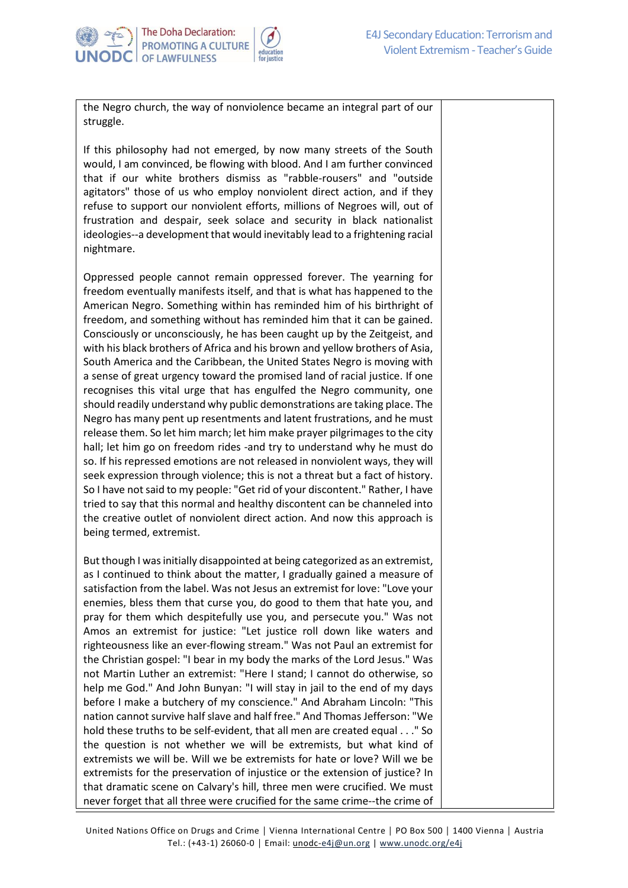the Negro church, the way of nonviolence became an integral part of our struggle.

If this philosophy had not emerged, by now many streets of the South would, I am convinced, be flowing with blood. And I am further convinced that if our white brothers dismiss as "rabble-rousers" and "outside agitators" those of us who employ nonviolent direct action, and if they refuse to support our nonviolent efforts, millions of Negroes will, out of frustration and despair, seek solace and security in black nationalist ideologies--a development that would inevitably lead to a frightening racial nightmare.

Oppressed people cannot remain oppressed forever. The yearning for freedom eventually manifests itself, and that is what has happened to the American Negro. Something within has reminded him of his birthright of freedom, and something without has reminded him that it can be gained. Consciously or unconsciously, he has been caught up by the Zeitgeist, and with his black brothers of Africa and his brown and yellow brothers of Asia, South America and the Caribbean, the United States Negro is moving with a sense of great urgency toward the promised land of racial justice. If one recognises this vital urge that has engulfed the Negro community, one should readily understand why public demonstrations are taking place. The Negro has many pent up resentments and latent frustrations, and he must release them. So let him march; let him make prayer pilgrimages to the city hall; let him go on freedom rides -and try to understand why he must do so. If his repressed emotions are not released in nonviolent ways, they will seek expression through violence; this is not a threat but a fact of history. So I have not said to my people: "Get rid of your discontent." Rather, I have tried to say that this normal and healthy discontent can be channeled into the creative outlet of nonviolent direct action. And now this approach is being termed, extremist.

But though I was initially disappointed at being categorized as an extremist, as I continued to think about the matter, I gradually gained a measure of satisfaction from the label. Was not Jesus an extremist for love: "Love your enemies, bless them that curse you, do good to them that hate you, and pray for them which despitefully use you, and persecute you." Was not Amos an extremist for justice: "Let justice roll down like waters and righteousness like an ever-flowing stream." Was not Paul an extremist for the Christian gospel: "I bear in my body the marks of the Lord Jesus." Was not Martin Luther an extremist: "Here I stand; I cannot do otherwise, so help me God." And John Bunyan: "I will stay in jail to the end of my days before I make a butchery of my conscience." And Abraham Lincoln: "This nation cannot survive half slave and half free." And Thomas Jefferson: "We hold these truths to be self-evident, that all men are created equal . . ." So the question is not whether we will be extremists, but what kind of extremists we will be. Will we be extremists for hate or love? Will we be extremists for the preservation of injustice or the extension of justice? In that dramatic scene on Calvary's hill, three men were crucified. We must never forget that all three were crucified for the same crime--the crime of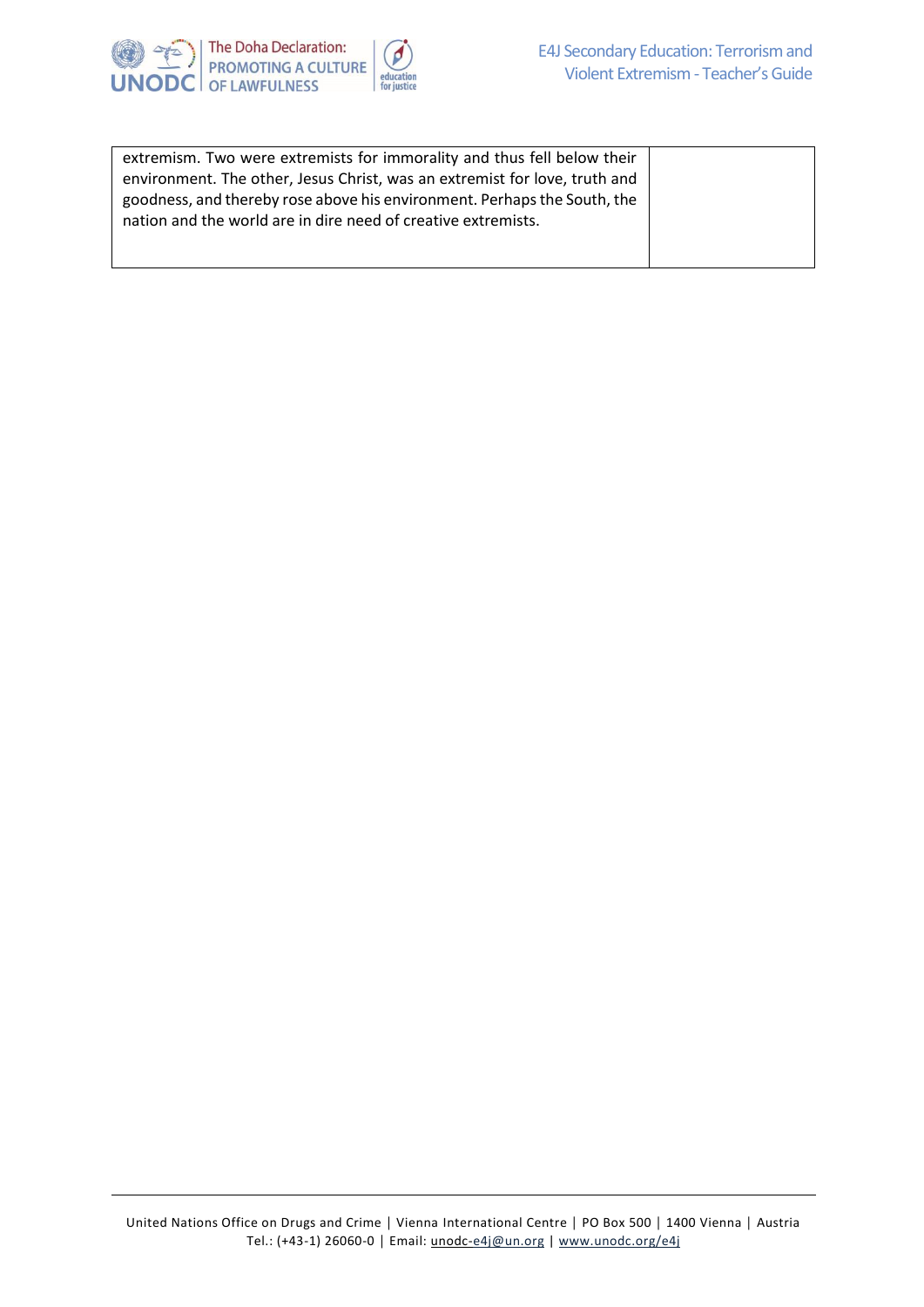| | |
|---|---|
| extremism. Two were extremists for immorality and thus fell below their environment. The other, Jesus Christ, was an extremist for love, truth and goodness, and thereby rose above his environment. Perhaps the South, the nation and the world are in dire need of creative extremists. | |